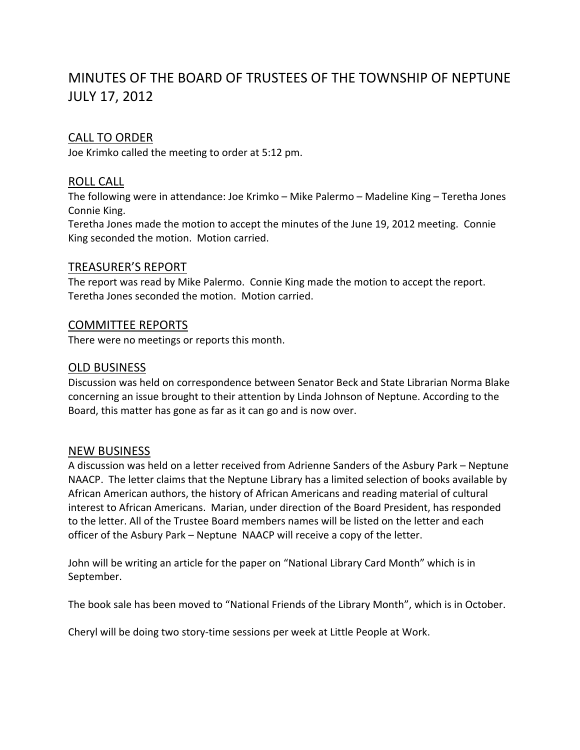# MINUTES OF THE BOARD OF TRUSTEES OF THE TOWNSHIP OF NEPTUNE JULY 17, 2012

## CALL TO ORDER

Joe Krimko called the meeting to order at 5:12 pm.

## ROLL CALL

The following were in attendance: Joe Krimko – Mike Palermo – Madeline King – Teretha Jones Connie King.

Teretha Jones made the motion to accept the minutes of the June 19, 2012 meeting. Connie King seconded the motion. Motion carried.

## TREASURER'S REPORT

The report was read by Mike Palermo. Connie King made the motion to accept the report. Teretha Jones seconded the motion. Motion carried.

## COMMITTEE REPORTS

There were no meetings or reports this month.

## OLD BUSINESS

Discussion was held on correspondence between Senator Beck and State Librarian Norma Blake concerning an issue brought to their attention by Linda Johnson of Neptune. According to the Board, this matter has gone as far as it can go and is now over.

## NEW BUSINESS

A discussion was held on a letter received from Adrienne Sanders of the Asbury Park – Neptune NAACP. The letter claims that the Neptune Library has a limited selection of books available by African American authors, the history of African Americans and reading material of cultural interest to African Americans. Marian, under direction of the Board President, has responded to the letter. All of the Trustee Board members names will be listed on the letter and each officer of the Asbury Park – Neptune NAACP will receive a copy of the letter.

John will be writing an article for the paper on "National Library Card Month" which is in September.

The book sale has been moved to "National Friends of the Library Month", which is in October.

Cheryl will be doing two story-time sessions per week at Little People at Work.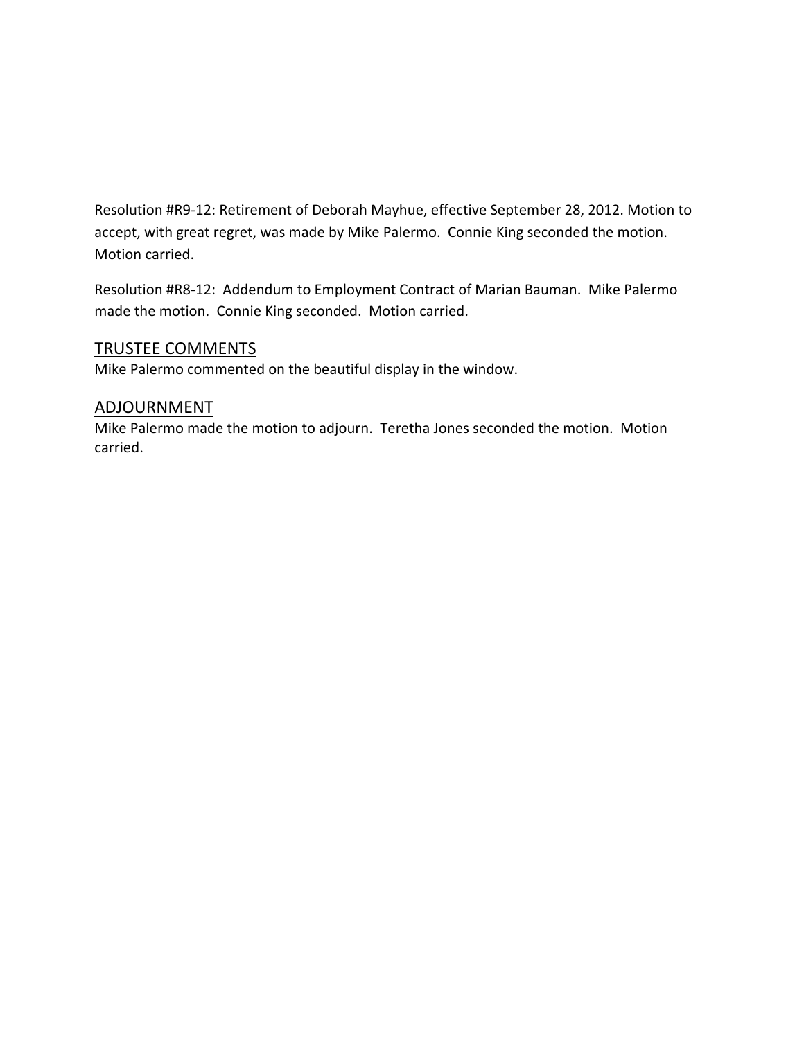Resolution #R9-12: Retirement of Deborah Mayhue, effective September 28, 2012. Motion to accept, with great regret, was made by Mike Palermo. Connie King seconded the motion. Motion carried.

Resolution #R8-12: Addendum to Employment Contract of Marian Bauman. Mike Palermo made the motion. Connie King seconded. Motion carried.

## TRUSTEE COMMENTS

Mike Palermo commented on the beautiful display in the window.

## ADJOURNMENT

Mike Palermo made the motion to adjourn. Teretha Jones seconded the motion. Motion carried.